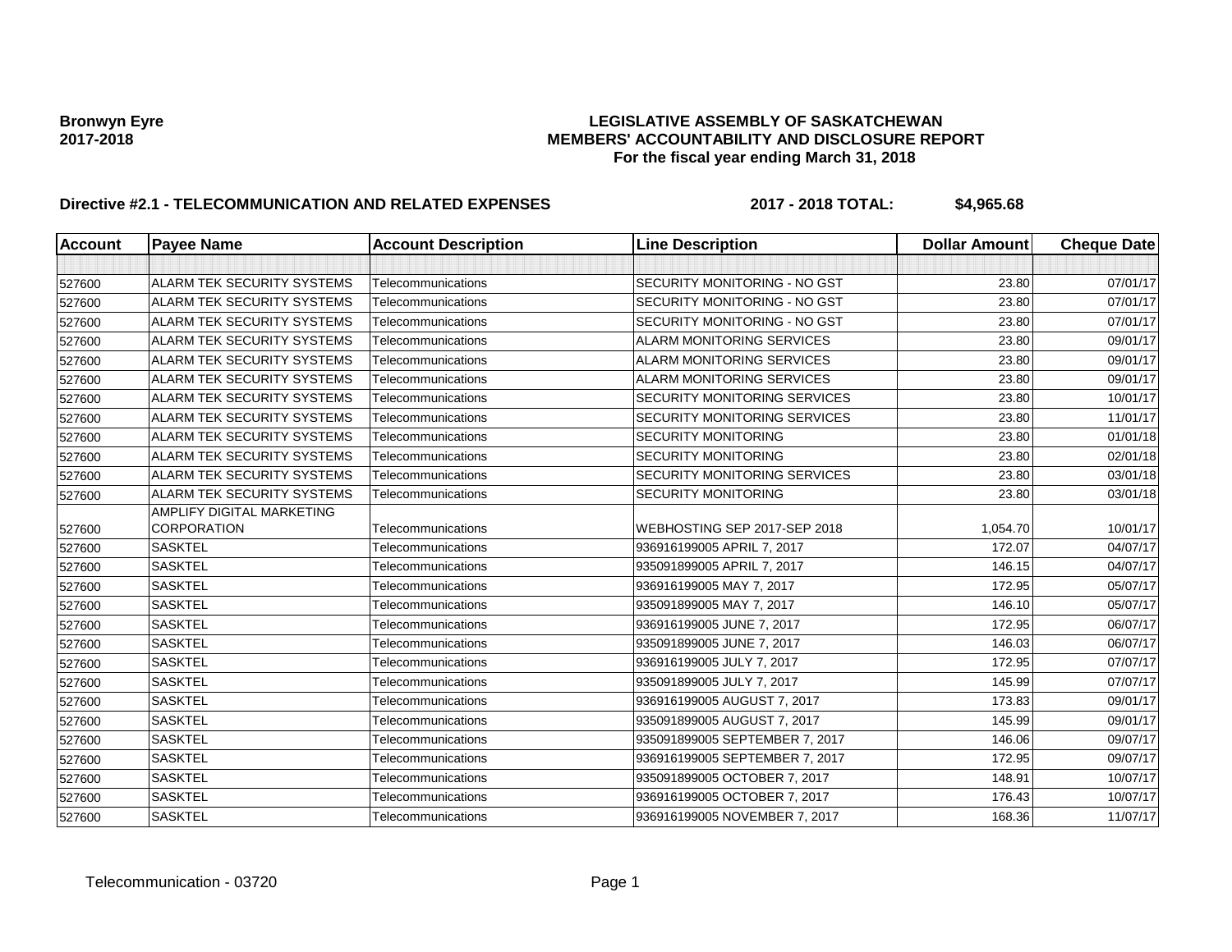**Bronwyn Eyre**
**2017-2018**

# LEGISLATIVE ASSEMBLY OF SASKATCHEWAN
## MEMBERS' ACCOUNTABILITY AND DISCLOSURE REPORT
### For the fiscal year ending March 31, 2018

**Directive #2.1 - TELECOMMUNICATION AND RELATED EXPENSES** **2017 - 2018 TOTAL: $4,965.68**

| Account | Payee Name | Account Description | Line Description | Dollar Amount | Cheque Date |
|---|---|---|---|---|---|
| | | | | | |
| 527600 | ALARM TEK SECURITY SYSTEMS | Telecommunications | SECURITY MONITORING - NO GST | 23.80 | 07/01/17 |
| 527600 | ALARM TEK SECURITY SYSTEMS | Telecommunications | SECURITY MONITORING - NO GST | 23.80 | 07/01/17 |
| 527600 | ALARM TEK SECURITY SYSTEMS | Telecommunications | SECURITY MONITORING - NO GST | 23.80 | 07/01/17 |
| 527600 | ALARM TEK SECURITY SYSTEMS | Telecommunications | ALARM MONITORING SERVICES | 23.80 | 09/01/17 |
| 527600 | ALARM TEK SECURITY SYSTEMS | Telecommunications | ALARM MONITORING SERVICES | 23.80 | 09/01/17 |
| 527600 | ALARM TEK SECURITY SYSTEMS | Telecommunications | ALARM MONITORING SERVICES | 23.80 | 09/01/17 |
| 527600 | ALARM TEK SECURITY SYSTEMS | Telecommunications | SECURITY MONITORING SERVICES | 23.80 | 10/01/17 |
| 527600 | ALARM TEK SECURITY SYSTEMS | Telecommunications | SECURITY MONITORING SERVICES | 23.80 | 11/01/17 |
| 527600 | ALARM TEK SECURITY SYSTEMS | Telecommunications | SECURITY MONITORING | 23.80 | 01/01/18 |
| 527600 | ALARM TEK SECURITY SYSTEMS | Telecommunications | SECURITY MONITORING | 23.80 | 02/01/18 |
| 527600 | ALARM TEK SECURITY SYSTEMS | Telecommunications | SECURITY MONITORING SERVICES | 23.80 | 03/01/18 |
| 527600 | ALARM TEK SECURITY SYSTEMS | Telecommunications | SECURITY MONITORING | 23.80 | 03/01/18 |
| 527600 | AMPLIFY DIGITAL MARKETING CORPORATION | Telecommunications | WEBHOSTING SEP 2017-SEP 2018 | 1,054.70 | 10/01/17 |
| 527600 | SASKTEL | Telecommunications | 936916199005 APRIL 7, 2017 | 172.07 | 04/07/17 |
| 527600 | SASKTEL | Telecommunications | 935091899005 APRIL 7, 2017 | 146.15 | 04/07/17 |
| 527600 | SASKTEL | Telecommunications | 936916199005 MAY 7, 2017 | 172.95 | 05/07/17 |
| 527600 | SASKTEL | Telecommunications | 935091899005 MAY 7, 2017 | 146.10 | 05/07/17 |
| 527600 | SASKTEL | Telecommunications | 936916199005 JUNE 7, 2017 | 172.95 | 06/07/17 |
| 527600 | SASKTEL | Telecommunications | 935091899005 JUNE 7, 2017 | 146.03 | 06/07/17 |
| 527600 | SASKTEL | Telecommunications | 936916199005 JULY 7, 2017 | 172.95 | 07/07/17 |
| 527600 | SASKTEL | Telecommunications | 935091899005 JULY 7, 2017 | 145.99 | 07/07/17 |
| 527600 | SASKTEL | Telecommunications | 936916199005 AUGUST 7, 2017 | 173.83 | 09/01/17 |
| 527600 | SASKTEL | Telecommunications | 935091899005 AUGUST 7, 2017 | 145.99 | 09/01/17 |
| 527600 | SASKTEL | Telecommunications | 935091899005 SEPTEMBER 7, 2017 | 146.06 | 09/07/17 |
| 527600 | SASKTEL | Telecommunications | 936916199005 SEPTEMBER 7, 2017 | 172.95 | 09/07/17 |
| 527600 | SASKTEL | Telecommunications | 935091899005 OCTOBER 7, 2017 | 148.91 | 10/07/17 |
| 527600 | SASKTEL | Telecommunications | 936916199005 OCTOBER 7, 2017 | 176.43 | 10/07/17 |
| 527600 | SASKTEL | Telecommunications | 936916199005 NOVEMBER 7, 2017 | 168.36 | 11/07/17 |

Telecommunication - 03720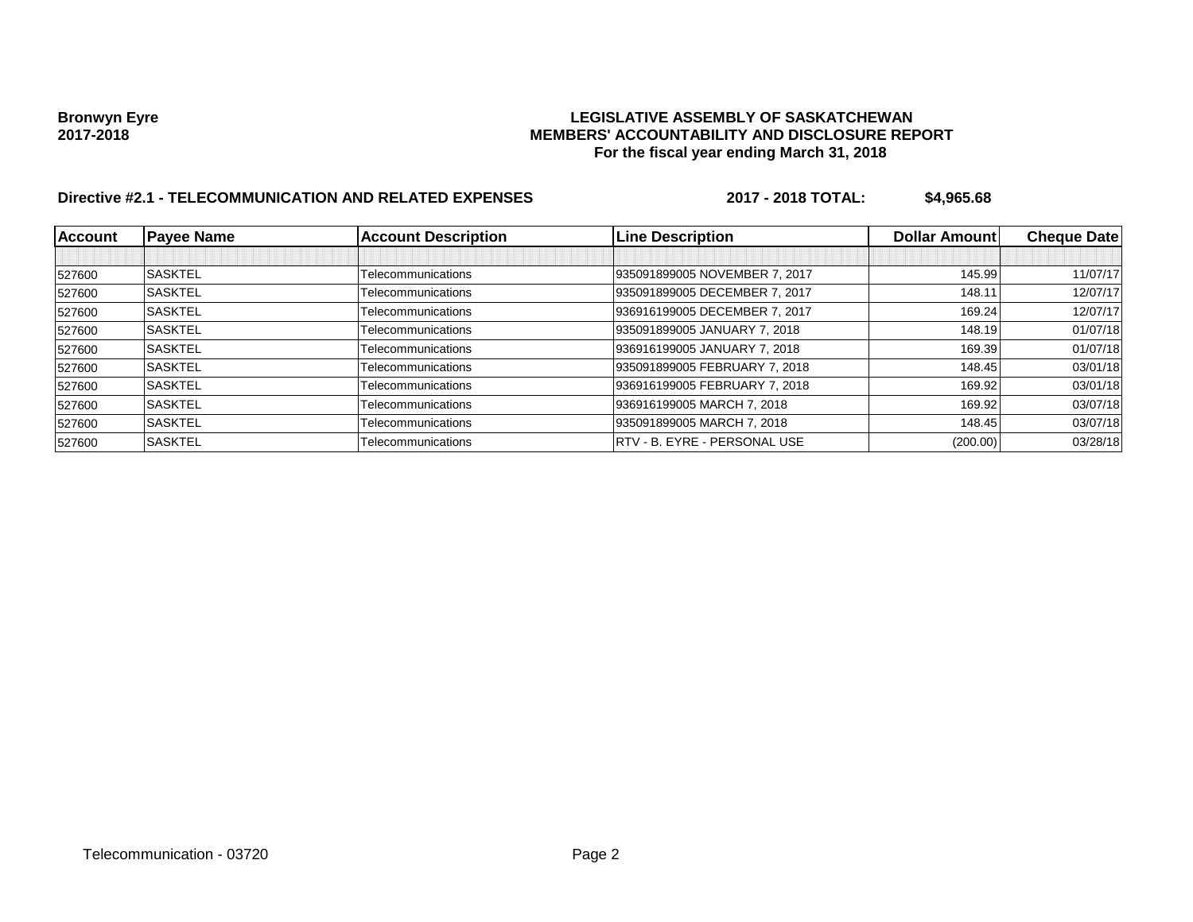**Bronwyn Eyre**
**2017-2018**

**LEGISLATIVE ASSEMBLY OF SASKATCHEWAN**
**MEMBERS' ACCOUNTABILITY AND DISCLOSURE REPORT**
**For the fiscal year ending March 31, 2018**

**Directive #2.1 - TELECOMMUNICATION AND RELATED EXPENSES** **2017 - 2018 TOTAL: $4,965.68**

| Account | Payee Name | Account Description | Line Description | Dollar Amount | Cheque Date |
|---|---|---|---|---|---|
| | | | | | |
| 527600 | SASKTEL | Telecommunications | 935091899005 NOVEMBER 7, 2017 | 145.99 | 11/07/17 |
| 527600 | SASKTEL | Telecommunications | 935091899005 DECEMBER 7, 2017 | 148.11 | 12/07/17 |
| 527600 | SASKTEL | Telecommunications | 936916199005 DECEMBER 7, 2017 | 169.24 | 12/07/17 |
| 527600 | SASKTEL | Telecommunications | 935091899005 JANUARY 7, 2018 | 148.19 | 01/07/18 |
| 527600 | SASKTEL | Telecommunications | 936916199005 JANUARY 7, 2018 | 169.39 | 01/07/18 |
| 527600 | SASKTEL | Telecommunications | 935091899005 FEBRUARY 7, 2018 | 148.45 | 03/01/18 |
| 527600 | SASKTEL | Telecommunications | 936916199005 FEBRUARY 7, 2018 | 169.92 | 03/01/18 |
| 527600 | SASKTEL | Telecommunications | 936916199005 MARCH 7, 2018 | 169.92 | 03/07/18 |
| 527600 | SASKTEL | Telecommunications | 935091899005 MARCH 7, 2018 | 148.45 | 03/07/18 |
| 527600 | SASKTEL | Telecommunications | RTV - B. EYRE - PERSONAL USE | (200.00) | 03/28/18 |

Telecommunication - 03720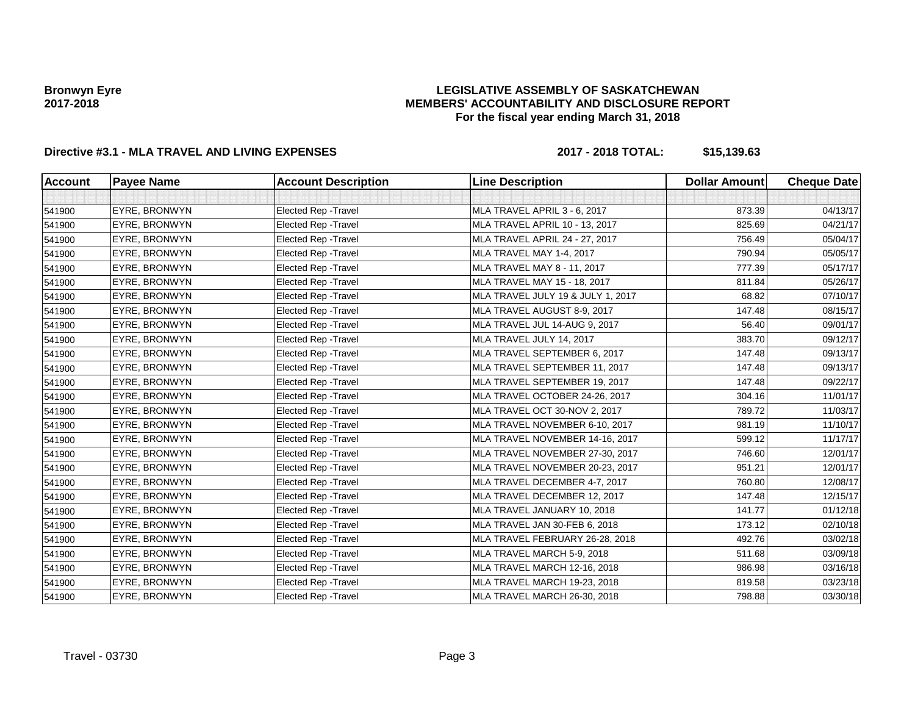**Bronwyn Eyre**
**2017-2018**

# LEGISLATIVE ASSEMBLY OF SASKATCHEWAN
## MEMBERS' ACCOUNTABILITY AND DISCLOSURE REPORT
### For the fiscal year ending March 31, 2018

**Directive #3.1 - MLA TRAVEL AND LIVING EXPENSES** **2017 - 2018 TOTAL: $15,139.63**

| Account | Payee Name | Account Description | Line Description | Dollar Amount | Cheque Date |
|---|---|---|---|---|---|
| | | | | | |
| 541900 | EYRE, BRONWYN | Elected Rep -Travel | MLA TRAVEL APRIL 3 - 6, 2017 | 873.39 | 04/13/17 |
| 541900 | EYRE, BRONWYN | Elected Rep -Travel | MLA TRAVEL APRIL 10 - 13, 2017 | 825.69 | 04/21/17 |
| 541900 | EYRE, BRONWYN | Elected Rep -Travel | MLA TRAVEL APRIL 24 - 27, 2017 | 756.49 | 05/04/17 |
| 541900 | EYRE, BRONWYN | Elected Rep -Travel | MLA TRAVEL MAY 1-4, 2017 | 790.94 | 05/05/17 |
| 541900 | EYRE, BRONWYN | Elected Rep -Travel | MLA TRAVEL MAY 8 - 11, 2017 | 777.39 | 05/17/17 |
| 541900 | EYRE, BRONWYN | Elected Rep -Travel | MLA TRAVEL MAY 15 - 18, 2017 | 811.84 | 05/26/17 |
| 541900 | EYRE, BRONWYN | Elected Rep -Travel | MLA TRAVEL JULY 19 & JULY 1, 2017 | 68.82 | 07/10/17 |
| 541900 | EYRE, BRONWYN | Elected Rep -Travel | MLA TRAVEL AUGUST 8-9, 2017 | 147.48 | 08/15/17 |
| 541900 | EYRE, BRONWYN | Elected Rep -Travel | MLA TRAVEL JUL 14-AUG 9, 2017 | 56.40 | 09/01/17 |
| 541900 | EYRE, BRONWYN | Elected Rep -Travel | MLA TRAVEL JULY 14, 2017 | 383.70 | 09/12/17 |
| 541900 | EYRE, BRONWYN | Elected Rep -Travel | MLA TRAVEL SEPTEMBER 6, 2017 | 147.48 | 09/13/17 |
| 541900 | EYRE, BRONWYN | Elected Rep -Travel | MLA TRAVEL SEPTEMBER 11, 2017 | 147.48 | 09/13/17 |
| 541900 | EYRE, BRONWYN | Elected Rep -Travel | MLA TRAVEL SEPTEMBER 19, 2017 | 147.48 | 09/22/17 |
| 541900 | EYRE, BRONWYN | Elected Rep -Travel | MLA TRAVEL OCTOBER 24-26, 2017 | 304.16 | 11/01/17 |
| 541900 | EYRE, BRONWYN | Elected Rep -Travel | MLA TRAVEL OCT 30-NOV 2, 2017 | 789.72 | 11/03/17 |
| 541900 | EYRE, BRONWYN | Elected Rep -Travel | MLA TRAVEL NOVEMBER 6-10, 2017 | 981.19 | 11/10/17 |
| 541900 | EYRE, BRONWYN | Elected Rep -Travel | MLA TRAVEL NOVEMBER 14-16, 2017 | 599.12 | 11/17/17 |
| 541900 | EYRE, BRONWYN | Elected Rep -Travel | MLA TRAVEL NOVEMBER 27-30, 2017 | 746.60 | 12/01/17 |
| 541900 | EYRE, BRONWYN | Elected Rep -Travel | MLA TRAVEL NOVEMBER 20-23, 2017 | 951.21 | 12/01/17 |
| 541900 | EYRE, BRONWYN | Elected Rep -Travel | MLA TRAVEL DECEMBER 4-7, 2017 | 760.80 | 12/08/17 |
| 541900 | EYRE, BRONWYN | Elected Rep -Travel | MLA TRAVEL DECEMBER 12, 2017 | 147.48 | 12/15/17 |
| 541900 | EYRE, BRONWYN | Elected Rep -Travel | MLA TRAVEL JANUARY 10, 2018 | 141.77 | 01/12/18 |
| 541900 | EYRE, BRONWYN | Elected Rep -Travel | MLA TRAVEL JAN 30-FEB 6, 2018 | 173.12 | 02/10/18 |
| 541900 | EYRE, BRONWYN | Elected Rep -Travel | MLA TRAVEL FEBRUARY 26-28, 2018 | 492.76 | 03/02/18 |
| 541900 | EYRE, BRONWYN | Elected Rep -Travel | MLA TRAVEL MARCH 5-9, 2018 | 511.68 | 03/09/18 |
| 541900 | EYRE, BRONWYN | Elected Rep -Travel | MLA TRAVEL MARCH 12-16, 2018 | 986.98 | 03/16/18 |
| 541900 | EYRE, BRONWYN | Elected Rep -Travel | MLA TRAVEL MARCH 19-23, 2018 | 819.58 | 03/23/18 |
| 541900 | EYRE, BRONWYN | Elected Rep -Travel | MLA TRAVEL MARCH 26-30, 2018 | 798.88 | 03/30/18 |

Travel - 03730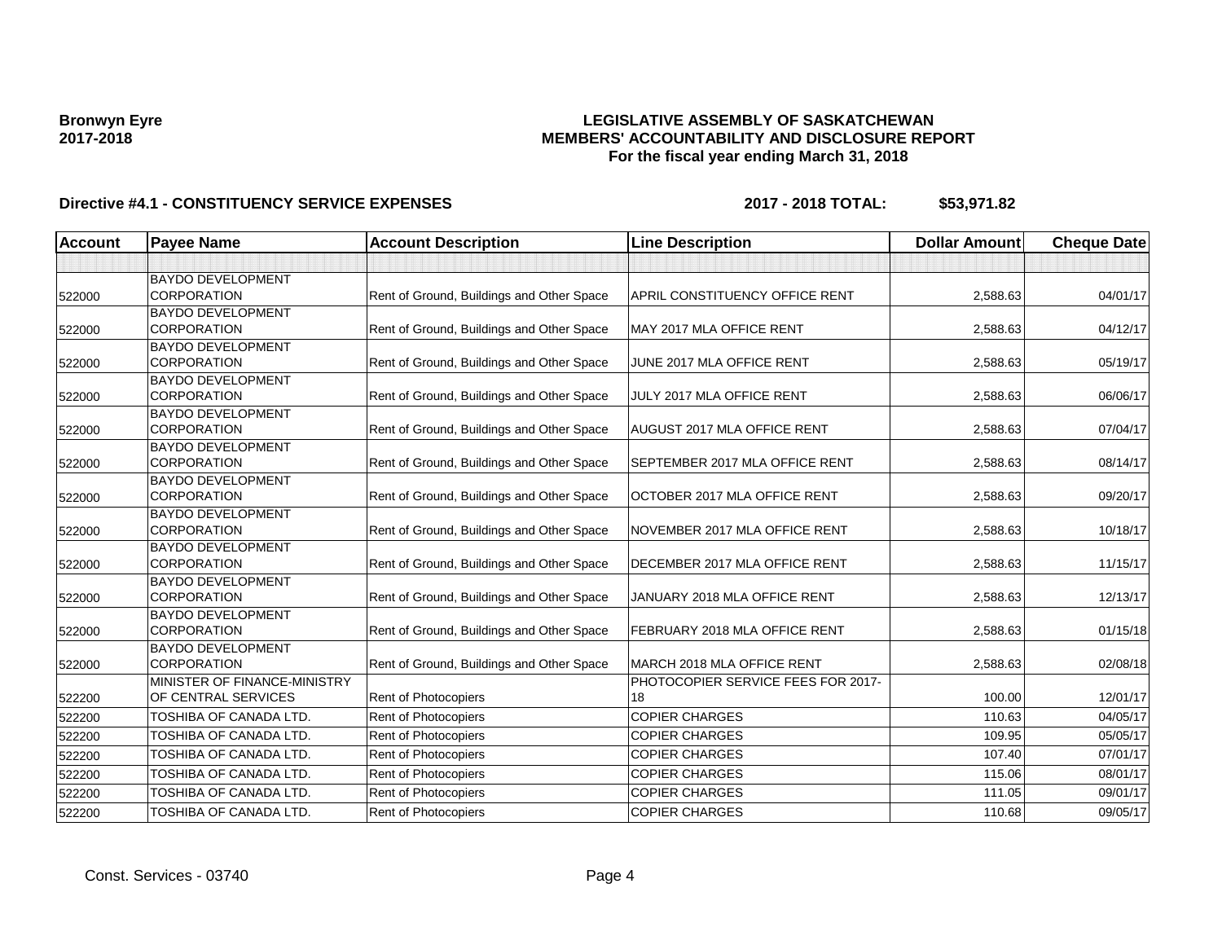**Bronwyn Eyre**
**2017-2018**

# LEGISLATIVE ASSEMBLY OF SASKATCHEWAN
## MEMBERS' ACCOUNTABILITY AND DISCLOSURE REPORT
### For the fiscal year ending March 31, 2018

**Directive #4.1 - CONSTITUENCY SERVICE EXPENSES** **2017 - 2018 TOTAL: $53,971.82**

| Account | Payee Name | Account Description | Line Description | Dollar Amount | Cheque Date |
|---|---|---|---|---|---|
| | | | | | |
| 522000 | BAYDO DEVELOPMENT CORPORATION | Rent of Ground, Buildings and Other Space | APRIL CONSTITUENCY OFFICE RENT | 2,588.63 | 04/01/17 |
| 522000 | BAYDO DEVELOPMENT CORPORATION | Rent of Ground, Buildings and Other Space | MAY 2017 MLA OFFICE RENT | 2,588.63 | 04/12/17 |
| 522000 | BAYDO DEVELOPMENT CORPORATION | Rent of Ground, Buildings and Other Space | JUNE 2017 MLA OFFICE RENT | 2,588.63 | 05/19/17 |
| 522000 | BAYDO DEVELOPMENT CORPORATION | Rent of Ground, Buildings and Other Space | JULY 2017 MLA OFFICE RENT | 2,588.63 | 06/06/17 |
| 522000 | BAYDO DEVELOPMENT CORPORATION | Rent of Ground, Buildings and Other Space | AUGUST 2017 MLA OFFICE RENT | 2,588.63 | 07/04/17 |
| 522000 | BAYDO DEVELOPMENT CORPORATION | Rent of Ground, Buildings and Other Space | SEPTEMBER 2017 MLA OFFICE RENT | 2,588.63 | 08/14/17 |
| 522000 | BAYDO DEVELOPMENT CORPORATION | Rent of Ground, Buildings and Other Space | OCTOBER 2017 MLA OFFICE RENT | 2,588.63 | 09/20/17 |
| 522000 | BAYDO DEVELOPMENT CORPORATION | Rent of Ground, Buildings and Other Space | NOVEMBER 2017 MLA OFFICE RENT | 2,588.63 | 10/18/17 |
| 522000 | BAYDO DEVELOPMENT CORPORATION | Rent of Ground, Buildings and Other Space | DECEMBER 2017 MLA OFFICE RENT | 2,588.63 | 11/15/17 |
| 522000 | BAYDO DEVELOPMENT CORPORATION | Rent of Ground, Buildings and Other Space | JANUARY 2018 MLA OFFICE RENT | 2,588.63 | 12/13/17 |
| 522000 | BAYDO DEVELOPMENT CORPORATION | Rent of Ground, Buildings and Other Space | FEBRUARY 2018 MLA OFFICE RENT | 2,588.63 | 01/15/18 |
| 522000 | BAYDO DEVELOPMENT CORPORATION | Rent of Ground, Buildings and Other Space | MARCH 2018 MLA OFFICE RENT | 2,588.63 | 02/08/18 |
| 522200 | MINISTER OF FINANCE-MINISTRY OF CENTRAL SERVICES | Rent of Photocopiers | PHOTOCOPIER SERVICE FEES FOR 2017-18 | 100.00 | 12/01/17 |
| 522200 | TOSHIBA OF CANADA LTD. | Rent of Photocopiers | COPIER CHARGES | 110.63 | 04/05/17 |
| 522200 | TOSHIBA OF CANADA LTD. | Rent of Photocopiers | COPIER CHARGES | 109.95 | 05/05/17 |
| 522200 | TOSHIBA OF CANADA LTD. | Rent of Photocopiers | COPIER CHARGES | 107.40 | 07/01/17 |
| 522200 | TOSHIBA OF CANADA LTD. | Rent of Photocopiers | COPIER CHARGES | 115.06 | 08/01/17 |
| 522200 | TOSHIBA OF CANADA LTD. | Rent of Photocopiers | COPIER CHARGES | 111.05 | 09/01/17 |
| 522200 | TOSHIBA OF CANADA LTD. | Rent of Photocopiers | COPIER CHARGES | 110.68 | 09/05/17 |

Const. Services - 03740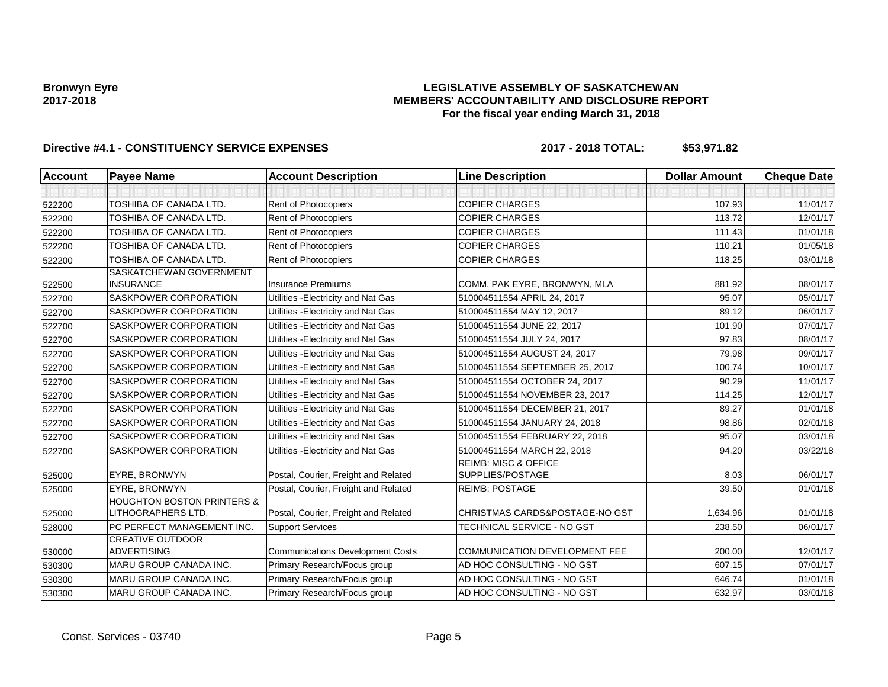**Bronwyn Eyre**
**2017-2018**

**LEGISLATIVE ASSEMBLY OF SASKATCHEWAN**
**MEMBERS' ACCOUNTABILITY AND DISCLOSURE REPORT**
**For the fiscal year ending March 31, 2018**

**Directive #4.1 - CONSTITUENCY SERVICE EXPENSES** **2017 - 2018 TOTAL: $53,971.82**

| Account | Payee Name | Account Description | Line Description | Dollar Amount | Cheque Date |
|---|---|---|---|---|---|
| | | | | | |
| 522200 | TOSHIBA OF CANADA LTD. | Rent of Photocopiers | COPIER CHARGES | 107.93 | 11/01/17 |
| 522200 | TOSHIBA OF CANADA LTD. | Rent of Photocopiers | COPIER CHARGES | 113.72 | 12/01/17 |
| 522200 | TOSHIBA OF CANADA LTD. | Rent of Photocopiers | COPIER CHARGES | 111.43 | 01/01/18 |
| 522200 | TOSHIBA OF CANADA LTD. | Rent of Photocopiers | COPIER CHARGES | 110.21 | 01/05/18 |
| 522200 | TOSHIBA OF CANADA LTD. | Rent of Photocopiers | COPIER CHARGES | 118.25 | 03/01/18 |
| 522500 | SASKATCHEWAN GOVERNMENT INSURANCE | Insurance Premiums | COMM. PAK EYRE, BRONWYN, MLA | 881.92 | 08/01/17 |
| 522700 | SASKPOWER CORPORATION | Utilities -Electricity and Nat Gas | 510004511554 APRIL 24, 2017 | 95.07 | 05/01/17 |
| 522700 | SASKPOWER CORPORATION | Utilities -Electricity and Nat Gas | 510004511554 MAY 12, 2017 | 89.12 | 06/01/17 |
| 522700 | SASKPOWER CORPORATION | Utilities -Electricity and Nat Gas | 510004511554 JUNE 22, 2017 | 101.90 | 07/01/17 |
| 522700 | SASKPOWER CORPORATION | Utilities -Electricity and Nat Gas | 510004511554 JULY 24, 2017 | 97.83 | 08/01/17 |
| 522700 | SASKPOWER CORPORATION | Utilities -Electricity and Nat Gas | 510004511554 AUGUST 24, 2017 | 79.98 | 09/01/17 |
| 522700 | SASKPOWER CORPORATION | Utilities -Electricity and Nat Gas | 510004511554 SEPTEMBER 25, 2017 | 100.74 | 10/01/17 |
| 522700 | SASKPOWER CORPORATION | Utilities -Electricity and Nat Gas | 510004511554 OCTOBER 24, 2017 | 90.29 | 11/01/17 |
| 522700 | SASKPOWER CORPORATION | Utilities -Electricity and Nat Gas | 510004511554 NOVEMBER 23, 2017 | 114.25 | 12/01/17 |
| 522700 | SASKPOWER CORPORATION | Utilities -Electricity and Nat Gas | 510004511554 DECEMBER 21, 2017 | 89.27 | 01/01/18 |
| 522700 | SASKPOWER CORPORATION | Utilities -Electricity and Nat Gas | 510004511554 JANUARY 24, 2018 | 98.86 | 02/01/18 |
| 522700 | SASKPOWER CORPORATION | Utilities -Electricity and Nat Gas | 510004511554 FEBRUARY 22, 2018 | 95.07 | 03/01/18 |
| 522700 | SASKPOWER CORPORATION | Utilities -Electricity and Nat Gas | 510004511554 MARCH 22, 2018 | 94.20 | 03/22/18 |
| 525000 | EYRE, BRONWYN | Postal, Courier, Freight and Related | REIMB: MISC & OFFICE SUPPLIES/POSTAGE | 8.03 | 06/01/17 |
| 525000 | EYRE, BRONWYN | Postal, Courier, Freight and Related | REIMB: POSTAGE | 39.50 | 01/01/18 |
| 525000 | HOUGHTON BOSTON PRINTERS & LITHOGRAPHERS LTD. | Postal, Courier, Freight and Related | CHRISTMAS CARDS&POSTAGE-NO GST | 1,634.96 | 01/01/18 |
| 528000 | PC PERFECT MANAGEMENT INC. | Support Services | TECHNICAL SERVICE - NO GST | 238.50 | 06/01/17 |
| 530000 | CREATIVE OUTDOOR ADVERTISING | Communications Development Costs | COMMUNICATION DEVELOPMENT FEE | 200.00 | 12/01/17 |
| 530300 | MARU GROUP CANADA INC. | Primary Research/Focus group | AD HOC CONSULTING - NO GST | 607.15 | 07/01/17 |
| 530300 | MARU GROUP CANADA INC. | Primary Research/Focus group | AD HOC CONSULTING - NO GST | 646.74 | 01/01/18 |
| 530300 | MARU GROUP CANADA INC. | Primary Research/Focus group | AD HOC CONSULTING - NO GST | 632.97 | 03/01/18 |

Const. Services - 03740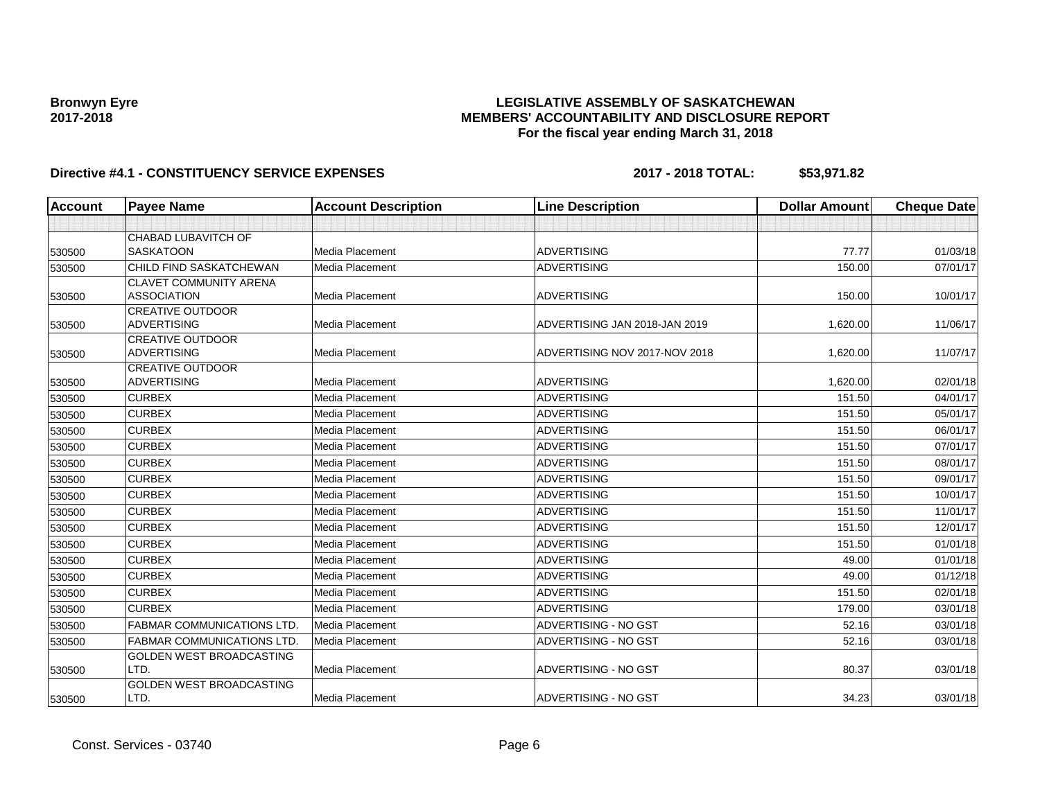**Bronwyn Eyre**
**2017-2018**

# LEGISLATIVE ASSEMBLY OF SASKATCHEWAN
## MEMBERS' ACCOUNTABILITY AND DISCLOSURE REPORT
### For the fiscal year ending March 31, 2018

**Directive #4.1 - CONSTITUENCY SERVICE EXPENSES** **2017 - 2018 TOTAL: $53,971.82**

| Account | Payee Name | Account Description | Line Description | Dollar Amount | Cheque Date |
|---|---|---|---|---|---|
| | | | | | |
| 530500 | CHABAD LUBAVITCH OF SASKATOON | Media Placement | ADVERTISING | 77.77 | 01/03/18 |
| 530500 | CHILD FIND SASKATCHEWAN | Media Placement | ADVERTISING | 150.00 | 07/01/17 |
| 530500 | CLAVET COMMUNITY ARENA ASSOCIATION | Media Placement | ADVERTISING | 150.00 | 10/01/17 |
| 530500 | CREATIVE OUTDOOR ADVERTISING | Media Placement | ADVERTISING JAN 2018-JAN 2019 | 1,620.00 | 11/06/17 |
| 530500 | CREATIVE OUTDOOR ADVERTISING | Media Placement | ADVERTISING NOV 2017-NOV 2018 | 1,620.00 | 11/07/17 |
| 530500 | CREATIVE OUTDOOR ADVERTISING | Media Placement | ADVERTISING | 1,620.00 | 02/01/18 |
| 530500 | CURBEX | Media Placement | ADVERTISING | 151.50 | 04/01/17 |
| 530500 | CURBEX | Media Placement | ADVERTISING | 151.50 | 05/01/17 |
| 530500 | CURBEX | Media Placement | ADVERTISING | 151.50 | 06/01/17 |
| 530500 | CURBEX | Media Placement | ADVERTISING | 151.50 | 07/01/17 |
| 530500 | CURBEX | Media Placement | ADVERTISING | 151.50 | 08/01/17 |
| 530500 | CURBEX | Media Placement | ADVERTISING | 151.50 | 09/01/17 |
| 530500 | CURBEX | Media Placement | ADVERTISING | 151.50 | 10/01/17 |
| 530500 | CURBEX | Media Placement | ADVERTISING | 151.50 | 11/01/17 |
| 530500 | CURBEX | Media Placement | ADVERTISING | 151.50 | 12/01/17 |
| 530500 | CURBEX | Media Placement | ADVERTISING | 151.50 | 01/01/18 |
| 530500 | CURBEX | Media Placement | ADVERTISING | 49.00 | 01/01/18 |
| 530500 | CURBEX | Media Placement | ADVERTISING | 49.00 | 01/12/18 |
| 530500 | CURBEX | Media Placement | ADVERTISING | 151.50 | 02/01/18 |
| 530500 | CURBEX | Media Placement | ADVERTISING | 179.00 | 03/01/18 |
| 530500 | FABMAR COMMUNICATIONS LTD. | Media Placement | ADVERTISING - NO GST | 52.16 | 03/01/18 |
| 530500 | FABMAR COMMUNICATIONS LTD. | Media Placement | ADVERTISING - NO GST | 52.16 | 03/01/18 |
| 530500 | GOLDEN WEST BROADCASTING LTD. | Media Placement | ADVERTISING - NO GST | 80.37 | 03/01/18 |
| 530500 | GOLDEN WEST BROADCASTING LTD. | Media Placement | ADVERTISING - NO GST | 34.23 | 03/01/18 |

Const. Services - 03740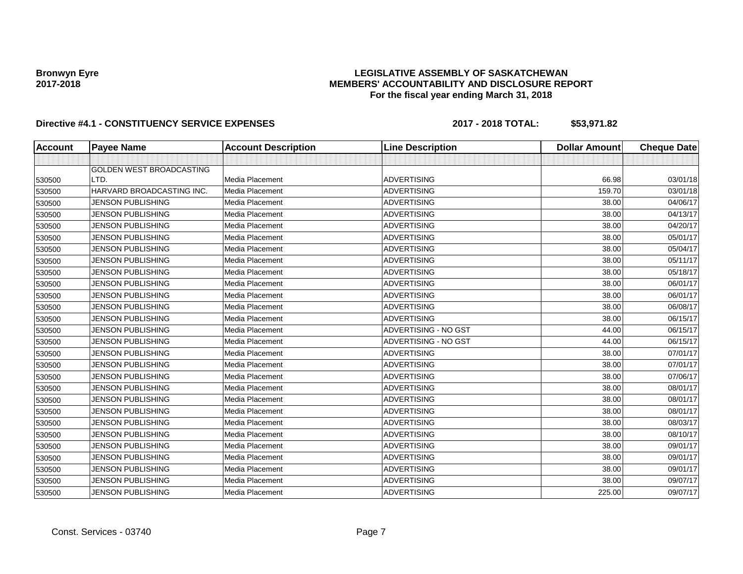**Bronwyn Eyre**
**2017-2018**

**LEGISLATIVE ASSEMBLY OF SASKATCHEWAN**
**MEMBERS' ACCOUNTABILITY AND DISCLOSURE REPORT**
**For the fiscal year ending March 31, 2018**

**Directive #4.1 - CONSTITUENCY SERVICE EXPENSES** **2017 - 2018 TOTAL: $53,971.82**

| Account | Payee Name | Account Description | Line Description | Dollar Amount | Cheque Date |
|---|---|---|---|---|---|
| | | | | | |
| 530500 | GOLDEN WEST BROADCASTING LTD. | Media Placement | ADVERTISING | 66.98 | 03/01/18 |
| 530500 | HARVARD BROADCASTING INC. | Media Placement | ADVERTISING | 159.70 | 03/01/18 |
| 530500 | JENSON PUBLISHING | Media Placement | ADVERTISING | 38.00 | 04/06/17 |
| 530500 | JENSON PUBLISHING | Media Placement | ADVERTISING | 38.00 | 04/13/17 |
| 530500 | JENSON PUBLISHING | Media Placement | ADVERTISING | 38.00 | 04/20/17 |
| 530500 | JENSON PUBLISHING | Media Placement | ADVERTISING | 38.00 | 05/01/17 |
| 530500 | JENSON PUBLISHING | Media Placement | ADVERTISING | 38.00 | 05/04/17 |
| 530500 | JENSON PUBLISHING | Media Placement | ADVERTISING | 38.00 | 05/11/17 |
| 530500 | JENSON PUBLISHING | Media Placement | ADVERTISING | 38.00 | 05/18/17 |
| 530500 | JENSON PUBLISHING | Media Placement | ADVERTISING | 38.00 | 06/01/17 |
| 530500 | JENSON PUBLISHING | Media Placement | ADVERTISING | 38.00 | 06/01/17 |
| 530500 | JENSON PUBLISHING | Media Placement | ADVERTISING | 38.00 | 06/08/17 |
| 530500 | JENSON PUBLISHING | Media Placement | ADVERTISING | 38.00 | 06/15/17 |
| 530500 | JENSON PUBLISHING | Media Placement | ADVERTISING - NO GST | 44.00 | 06/15/17 |
| 530500 | JENSON PUBLISHING | Media Placement | ADVERTISING - NO GST | 44.00 | 06/15/17 |
| 530500 | JENSON PUBLISHING | Media Placement | ADVERTISING | 38.00 | 07/01/17 |
| 530500 | JENSON PUBLISHING | Media Placement | ADVERTISING | 38.00 | 07/01/17 |
| 530500 | JENSON PUBLISHING | Media Placement | ADVERTISING | 38.00 | 07/06/17 |
| 530500 | JENSON PUBLISHING | Media Placement | ADVERTISING | 38.00 | 08/01/17 |
| 530500 | JENSON PUBLISHING | Media Placement | ADVERTISING | 38.00 | 08/01/17 |
| 530500 | JENSON PUBLISHING | Media Placement | ADVERTISING | 38.00 | 08/01/17 |
| 530500 | JENSON PUBLISHING | Media Placement | ADVERTISING | 38.00 | 08/03/17 |
| 530500 | JENSON PUBLISHING | Media Placement | ADVERTISING | 38.00 | 08/10/17 |
| 530500 | JENSON PUBLISHING | Media Placement | ADVERTISING | 38.00 | 09/01/17 |
| 530500 | JENSON PUBLISHING | Media Placement | ADVERTISING | 38.00 | 09/01/17 |
| 530500 | JENSON PUBLISHING | Media Placement | ADVERTISING | 38.00 | 09/01/17 |
| 530500 | JENSON PUBLISHING | Media Placement | ADVERTISING | 38.00 | 09/07/17 |
| 530500 | JENSON PUBLISHING | Media Placement | ADVERTISING | 225.00 | 09/07/17 |

Const. Services - 03740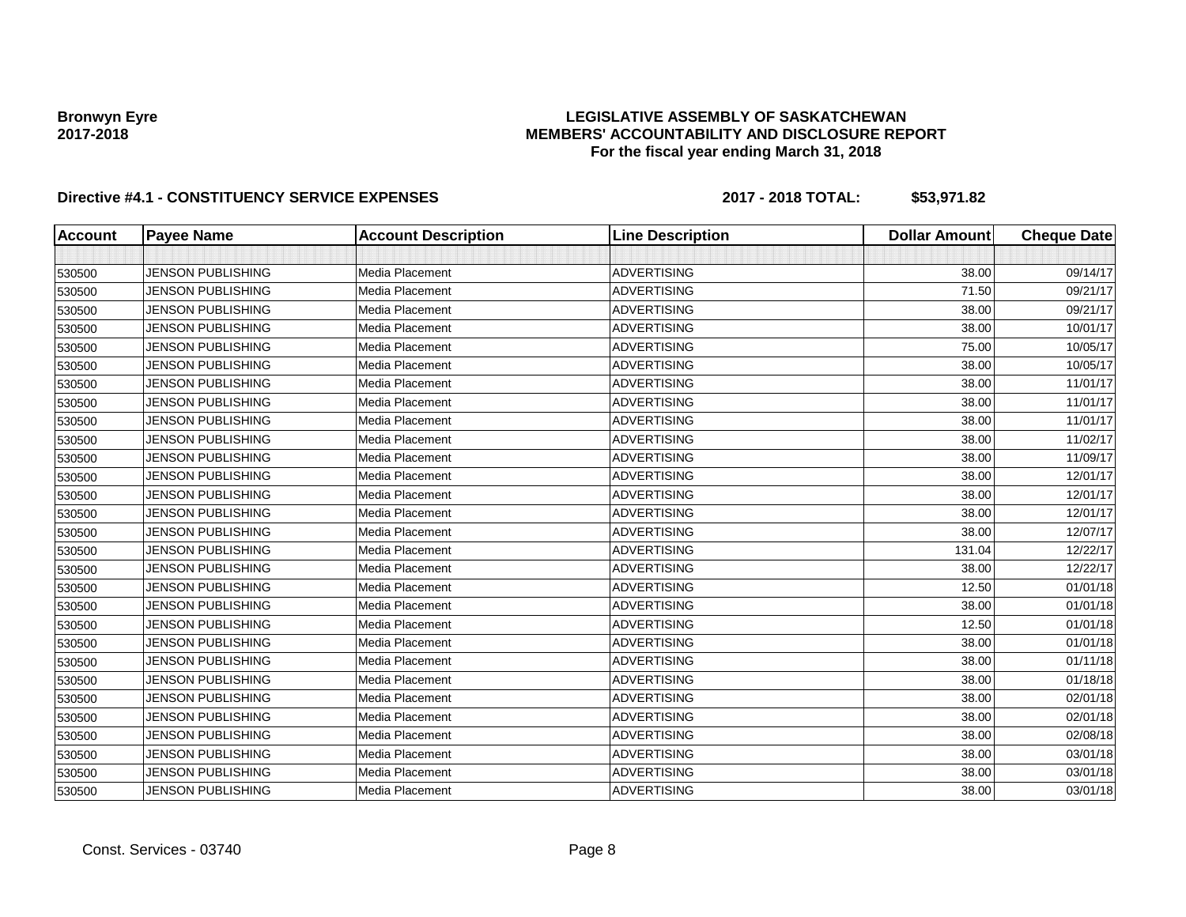**Bronwyn Eyre**
**2017-2018**

**LEGISLATIVE ASSEMBLY OF SASKATCHEWAN**
**MEMBERS' ACCOUNTABILITY AND DISCLOSURE REPORT**
**For the fiscal year ending March 31, 2018**

**Directive #4.1 - CONSTITUENCY SERVICE EXPENSES** **2017 - 2018 TOTAL: $53,971.82**

| Account | Payee Name | Account Description | Line Description | Dollar Amount | Cheque Date |
|---|---|---|---|---|---|
| | | | | | |
| 530500 | JENSON PUBLISHING | Media Placement | ADVERTISING | 38.00 | 09/14/17 |
| 530500 | JENSON PUBLISHING | Media Placement | ADVERTISING | 71.50 | 09/21/17 |
| 530500 | JENSON PUBLISHING | Media Placement | ADVERTISING | 38.00 | 09/21/17 |
| 530500 | JENSON PUBLISHING | Media Placement | ADVERTISING | 38.00 | 10/01/17 |
| 530500 | JENSON PUBLISHING | Media Placement | ADVERTISING | 75.00 | 10/05/17 |
| 530500 | JENSON PUBLISHING | Media Placement | ADVERTISING | 38.00 | 10/05/17 |
| 530500 | JENSON PUBLISHING | Media Placement | ADVERTISING | 38.00 | 11/01/17 |
| 530500 | JENSON PUBLISHING | Media Placement | ADVERTISING | 38.00 | 11/01/17 |
| 530500 | JENSON PUBLISHING | Media Placement | ADVERTISING | 38.00 | 11/01/17 |
| 530500 | JENSON PUBLISHING | Media Placement | ADVERTISING | 38.00 | 11/02/17 |
| 530500 | JENSON PUBLISHING | Media Placement | ADVERTISING | 38.00 | 11/09/17 |
| 530500 | JENSON PUBLISHING | Media Placement | ADVERTISING | 38.00 | 12/01/17 |
| 530500 | JENSON PUBLISHING | Media Placement | ADVERTISING | 38.00 | 12/01/17 |
| 530500 | JENSON PUBLISHING | Media Placement | ADVERTISING | 38.00 | 12/01/17 |
| 530500 | JENSON PUBLISHING | Media Placement | ADVERTISING | 38.00 | 12/07/17 |
| 530500 | JENSON PUBLISHING | Media Placement | ADVERTISING | 131.04 | 12/22/17 |
| 530500 | JENSON PUBLISHING | Media Placement | ADVERTISING | 38.00 | 12/22/17 |
| 530500 | JENSON PUBLISHING | Media Placement | ADVERTISING | 12.50 | 01/01/18 |
| 530500 | JENSON PUBLISHING | Media Placement | ADVERTISING | 38.00 | 01/01/18 |
| 530500 | JENSON PUBLISHING | Media Placement | ADVERTISING | 12.50 | 01/01/18 |
| 530500 | JENSON PUBLISHING | Media Placement | ADVERTISING | 38.00 | 01/01/18 |
| 530500 | JENSON PUBLISHING | Media Placement | ADVERTISING | 38.00 | 01/11/18 |
| 530500 | JENSON PUBLISHING | Media Placement | ADVERTISING | 38.00 | 01/18/18 |
| 530500 | JENSON PUBLISHING | Media Placement | ADVERTISING | 38.00 | 02/01/18 |
| 530500 | JENSON PUBLISHING | Media Placement | ADVERTISING | 38.00 | 02/01/18 |
| 530500 | JENSON PUBLISHING | Media Placement | ADVERTISING | 38.00 | 02/08/18 |
| 530500 | JENSON PUBLISHING | Media Placement | ADVERTISING | 38.00 | 03/01/18 |
| 530500 | JENSON PUBLISHING | Media Placement | ADVERTISING | 38.00 | 03/01/18 |
| 530500 | JENSON PUBLISHING | Media Placement | ADVERTISING | 38.00 | 03/01/18 |

Const. Services - 03740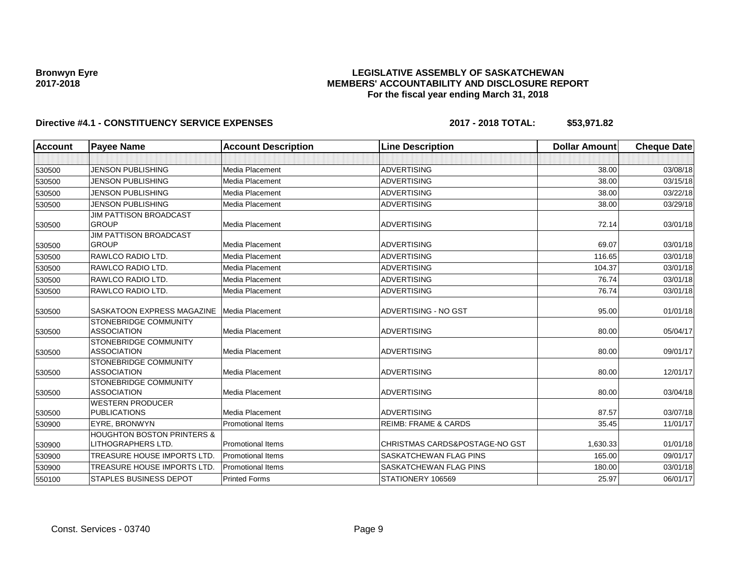**Bronwyn Eyre**
**2017-2018**

**LEGISLATIVE ASSEMBLY OF SASKATCHEWAN**
**MEMBERS' ACCOUNTABILITY AND DISCLOSURE REPORT**
**For the fiscal year ending March 31, 2018**

**Directive #4.1 - CONSTITUENCY SERVICE EXPENSES** **2017 - 2018 TOTAL: $53,971.82**

| Account | Payee Name | Account Description | Line Description | Dollar Amount | Cheque Date |
|---|---|---|---|---|---|
| | | | | | |
| 530500 | JENSON PUBLISHING | Media Placement | ADVERTISING | 38.00 | 03/08/18 |
| 530500 | JENSON PUBLISHING | Media Placement | ADVERTISING | 38.00 | 03/15/18 |
| 530500 | JENSON PUBLISHING | Media Placement | ADVERTISING | 38.00 | 03/22/18 |
| 530500 | JENSON PUBLISHING | Media Placement | ADVERTISING | 38.00 | 03/29/18 |
| 530500 | JIM PATTISON BROADCAST GROUP | Media Placement | ADVERTISING | 72.14 | 03/01/18 |
| 530500 | JIM PATTISON BROADCAST GROUP | Media Placement | ADVERTISING | 69.07 | 03/01/18 |
| 530500 | RAWLCO RADIO LTD. | Media Placement | ADVERTISING | 116.65 | 03/01/18 |
| 530500 | RAWLCO RADIO LTD. | Media Placement | ADVERTISING | 104.37 | 03/01/18 |
| 530500 | RAWLCO RADIO LTD. | Media Placement | ADVERTISING | 76.74 | 03/01/18 |
| 530500 | RAWLCO RADIO LTD. | Media Placement | ADVERTISING | 76.74 | 03/01/18 |
| 530500 | SASKATOON EXPRESS MAGAZINE | Media Placement | ADVERTISING - NO GST | 95.00 | 01/01/18 |
| 530500 | STONEBRIDGE COMMUNITY ASSOCIATION | Media Placement | ADVERTISING | 80.00 | 05/04/17 |
| 530500 | STONEBRIDGE COMMUNITY ASSOCIATION | Media Placement | ADVERTISING | 80.00 | 09/01/17 |
| 530500 | STONEBRIDGE COMMUNITY ASSOCIATION | Media Placement | ADVERTISING | 80.00 | 12/01/17 |
| 530500 | STONEBRIDGE COMMUNITY ASSOCIATION | Media Placement | ADVERTISING | 80.00 | 03/04/18 |
| 530500 | WESTERN PRODUCER PUBLICATIONS | Media Placement | ADVERTISING | 87.57 | 03/07/18 |
| 530900 | EYRE, BRONWYN | Promotional Items | REIMB: FRAME & CARDS | 35.45 | 11/01/17 |
| 530900 | HOUGHTON BOSTON PRINTERS & LITHOGRAPHERS LTD. | Promotional Items | CHRISTMAS CARDS&POSTAGE-NO GST | 1,630.33 | 01/01/18 |
| 530900 | TREASURE HOUSE IMPORTS LTD. | Promotional Items | SASKATCHEWAN FLAG PINS | 165.00 | 09/01/17 |
| 530900 | TREASURE HOUSE IMPORTS LTD. | Promotional Items | SASKATCHEWAN FLAG PINS | 180.00 | 03/01/18 |
| 550100 | STAPLES BUSINESS DEPOT | Printed Forms | STATIONERY 106569 | 25.97 | 06/01/17 |

Const. Services - 03740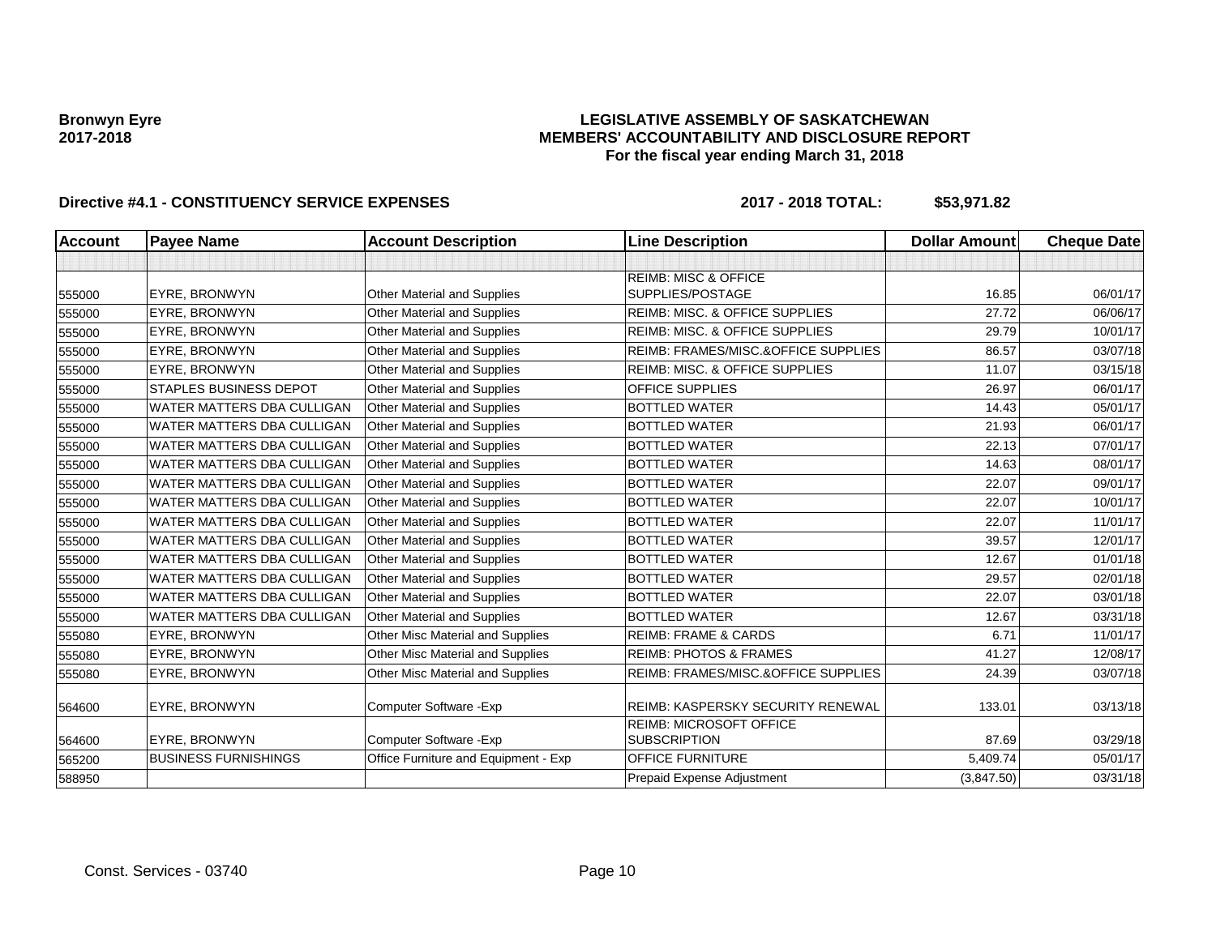**Bronwyn Eyre**
**2017-2018**

# LEGISLATIVE ASSEMBLY OF SASKATCHEWAN
## MEMBERS' ACCOUNTABILITY AND DISCLOSURE REPORT
### For the fiscal year ending March 31, 2018

**Directive #4.1 - CONSTITUENCY SERVICE EXPENSES** **2017 - 2018 TOTAL: $53,971.82**

| Account | Payee Name | Account Description | Line Description | Dollar Amount | Cheque Date |
|---|---|---|---|---|---|
| | | | | | |
| 555000 | EYRE, BRONWYN | Other Material and Supplies | REIMB: MISC & OFFICE SUPPLIES/POSTAGE | 16.85 | 06/01/17 |
| 555000 | EYRE, BRONWYN | Other Material and Supplies | REIMB: MISC. & OFFICE SUPPLIES | 27.72 | 06/06/17 |
| 555000 | EYRE, BRONWYN | Other Material and Supplies | REIMB: MISC. & OFFICE SUPPLIES | 29.79 | 10/01/17 |
| 555000 | EYRE, BRONWYN | Other Material and Supplies | REIMB: FRAMES/MISC.&OFFICE SUPPLIES | 86.57 | 03/07/18 |
| 555000 | EYRE, BRONWYN | Other Material and Supplies | REIMB: MISC. & OFFICE SUPPLIES | 11.07 | 03/15/18 |
| 555000 | STAPLES BUSINESS DEPOT | Other Material and Supplies | OFFICE SUPPLIES | 26.97 | 06/01/17 |
| 555000 | WATER MATTERS DBA CULLIGAN | Other Material and Supplies | BOTTLED WATER | 14.43 | 05/01/17 |
| 555000 | WATER MATTERS DBA CULLIGAN | Other Material and Supplies | BOTTLED WATER | 21.93 | 06/01/17 |
| 555000 | WATER MATTERS DBA CULLIGAN | Other Material and Supplies | BOTTLED WATER | 22.13 | 07/01/17 |
| 555000 | WATER MATTERS DBA CULLIGAN | Other Material and Supplies | BOTTLED WATER | 14.63 | 08/01/17 |
| 555000 | WATER MATTERS DBA CULLIGAN | Other Material and Supplies | BOTTLED WATER | 22.07 | 09/01/17 |
| 555000 | WATER MATTERS DBA CULLIGAN | Other Material and Supplies | BOTTLED WATER | 22.07 | 10/01/17 |
| 555000 | WATER MATTERS DBA CULLIGAN | Other Material and Supplies | BOTTLED WATER | 22.07 | 11/01/17 |
| 555000 | WATER MATTERS DBA CULLIGAN | Other Material and Supplies | BOTTLED WATER | 39.57 | 12/01/17 |
| 555000 | WATER MATTERS DBA CULLIGAN | Other Material and Supplies | BOTTLED WATER | 12.67 | 01/01/18 |
| 555000 | WATER MATTERS DBA CULLIGAN | Other Material and Supplies | BOTTLED WATER | 29.57 | 02/01/18 |
| 555000 | WATER MATTERS DBA CULLIGAN | Other Material and Supplies | BOTTLED WATER | 22.07 | 03/01/18 |
| 555000 | WATER MATTERS DBA CULLIGAN | Other Material and Supplies | BOTTLED WATER | 12.67 | 03/31/18 |
| 555080 | EYRE, BRONWYN | Other Misc Material and Supplies | REIMB: FRAME & CARDS | 6.71 | 11/01/17 |
| 555080 | EYRE, BRONWYN | Other Misc Material and Supplies | REIMB: PHOTOS & FRAMES | 41.27 | 12/08/17 |
| 555080 | EYRE, BRONWYN | Other Misc Material and Supplies | REIMB: FRAMES/MISC.&OFFICE SUPPLIES | 24.39 | 03/07/18 |
| 564600 | EYRE, BRONWYN | Computer Software -Exp | REIMB: KASPERSKY SECURITY RENEWAL | 133.01 | 03/13/18 |
| 564600 | EYRE, BRONWYN | Computer Software -Exp | REIMB: MICROSOFT OFFICE SUBSCRIPTION | 87.69 | 03/29/18 |
| 565200 | BUSINESS FURNISHINGS | Office Furniture and Equipment - Exp | OFFICE FURNITURE | 5,409.74 | 05/01/17 |
| 588950 | | | Prepaid Expense Adjustment | (3,847.50) | 03/31/18 |

Const. Services - 03740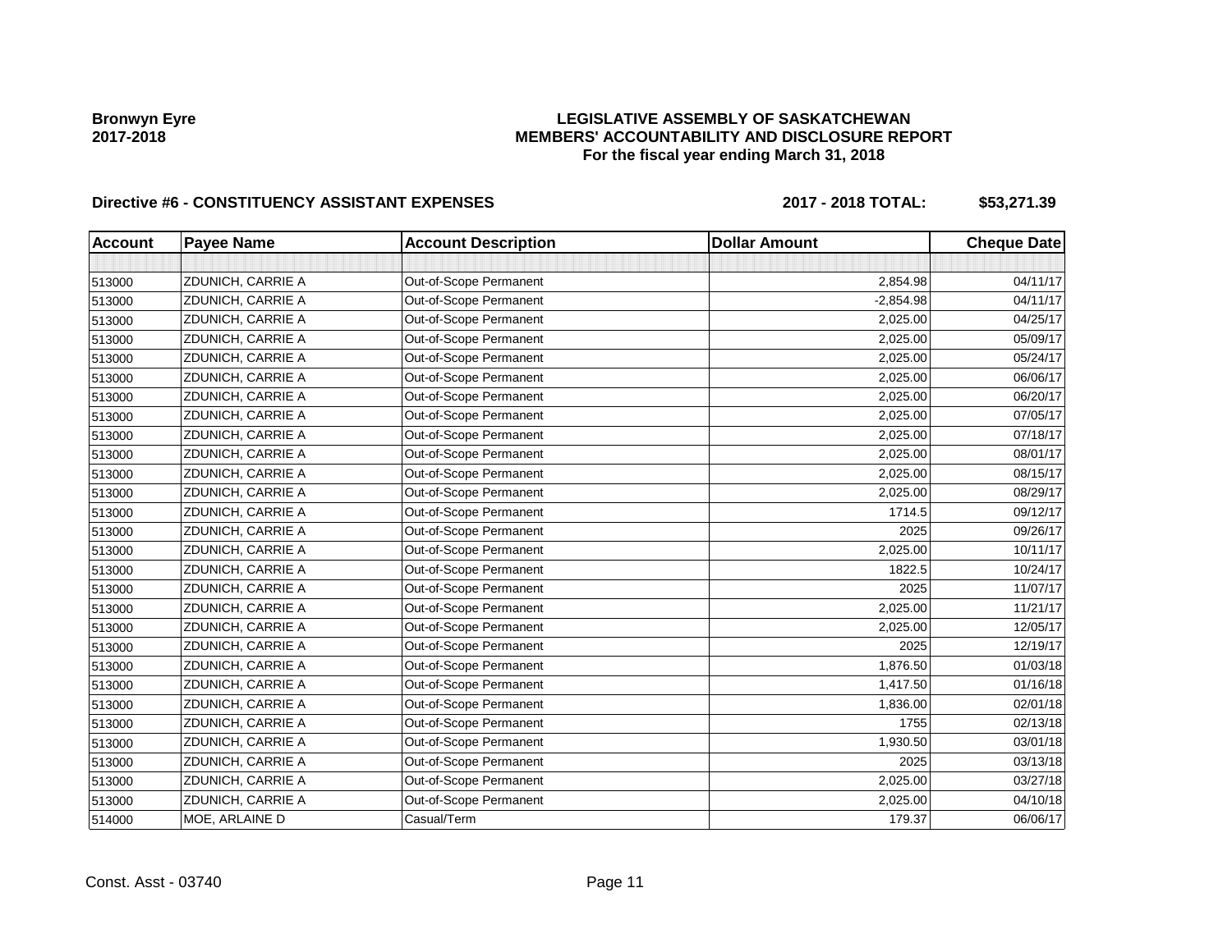**Bronwyn Eyre**
**2017-2018**

# LEGISLATIVE ASSEMBLY OF SASKATCHEWAN
## MEMBERS' ACCOUNTABILITY AND DISCLOSURE REPORT
### For the fiscal year ending March 31, 2018

**Directive #6 - CONSTITUENCY ASSISTANT EXPENSES** **2017 - 2018 TOTAL: $53,271.39**

| Account | Payee Name | Account Description | Dollar Amount | Cheque Date |
|---|---|---|---|---|
| | | | | |
| 513000 | ZDUNICH, CARRIE A | Out-of-Scope Permanent | 2,854.98 | 04/11/17 |
| 513000 | ZDUNICH, CARRIE A | Out-of-Scope Permanent | -2,854.98 | 04/11/17 |
| 513000 | ZDUNICH, CARRIE A | Out-of-Scope Permanent | 2,025.00 | 04/25/17 |
| 513000 | ZDUNICH, CARRIE A | Out-of-Scope Permanent | 2,025.00 | 05/09/17 |
| 513000 | ZDUNICH, CARRIE A | Out-of-Scope Permanent | 2,025.00 | 05/24/17 |
| 513000 | ZDUNICH, CARRIE A | Out-of-Scope Permanent | 2,025.00 | 06/06/17 |
| 513000 | ZDUNICH, CARRIE A | Out-of-Scope Permanent | 2,025.00 | 06/20/17 |
| 513000 | ZDUNICH, CARRIE A | Out-of-Scope Permanent | 2,025.00 | 07/05/17 |
| 513000 | ZDUNICH, CARRIE A | Out-of-Scope Permanent | 2,025.00 | 07/18/17 |
| 513000 | ZDUNICH, CARRIE A | Out-of-Scope Permanent | 2,025.00 | 08/01/17 |
| 513000 | ZDUNICH, CARRIE A | Out-of-Scope Permanent | 2,025.00 | 08/15/17 |
| 513000 | ZDUNICH, CARRIE A | Out-of-Scope Permanent | 2,025.00 | 08/29/17 |
| 513000 | ZDUNICH, CARRIE A | Out-of-Scope Permanent | 1714.5 | 09/12/17 |
| 513000 | ZDUNICH, CARRIE A | Out-of-Scope Permanent | 2025 | 09/26/17 |
| 513000 | ZDUNICH, CARRIE A | Out-of-Scope Permanent | 2,025.00 | 10/11/17 |
| 513000 | ZDUNICH, CARRIE A | Out-of-Scope Permanent | 1822.5 | 10/24/17 |
| 513000 | ZDUNICH, CARRIE A | Out-of-Scope Permanent | 2025 | 11/07/17 |
| 513000 | ZDUNICH, CARRIE A | Out-of-Scope Permanent | 2,025.00 | 11/21/17 |
| 513000 | ZDUNICH, CARRIE A | Out-of-Scope Permanent | 2,025.00 | 12/05/17 |
| 513000 | ZDUNICH, CARRIE A | Out-of-Scope Permanent | 2025 | 12/19/17 |
| 513000 | ZDUNICH, CARRIE A | Out-of-Scope Permanent | 1,876.50 | 01/03/18 |
| 513000 | ZDUNICH, CARRIE A | Out-of-Scope Permanent | 1,417.50 | 01/16/18 |
| 513000 | ZDUNICH, CARRIE A | Out-of-Scope Permanent | 1,836.00 | 02/01/18 |
| 513000 | ZDUNICH, CARRIE A | Out-of-Scope Permanent | 1755 | 02/13/18 |
| 513000 | ZDUNICH, CARRIE A | Out-of-Scope Permanent | 1,930.50 | 03/01/18 |
| 513000 | ZDUNICH, CARRIE A | Out-of-Scope Permanent | 2025 | 03/13/18 |
| 513000 | ZDUNICH, CARRIE A | Out-of-Scope Permanent | 2,025.00 | 03/27/18 |
| 513000 | ZDUNICH, CARRIE A | Out-of-Scope Permanent | 2,025.00 | 04/10/18 |
| 514000 | MOE, ARLAINE D | Casual/Term | 179.37 | 06/06/17 |

Const. Asst - 03740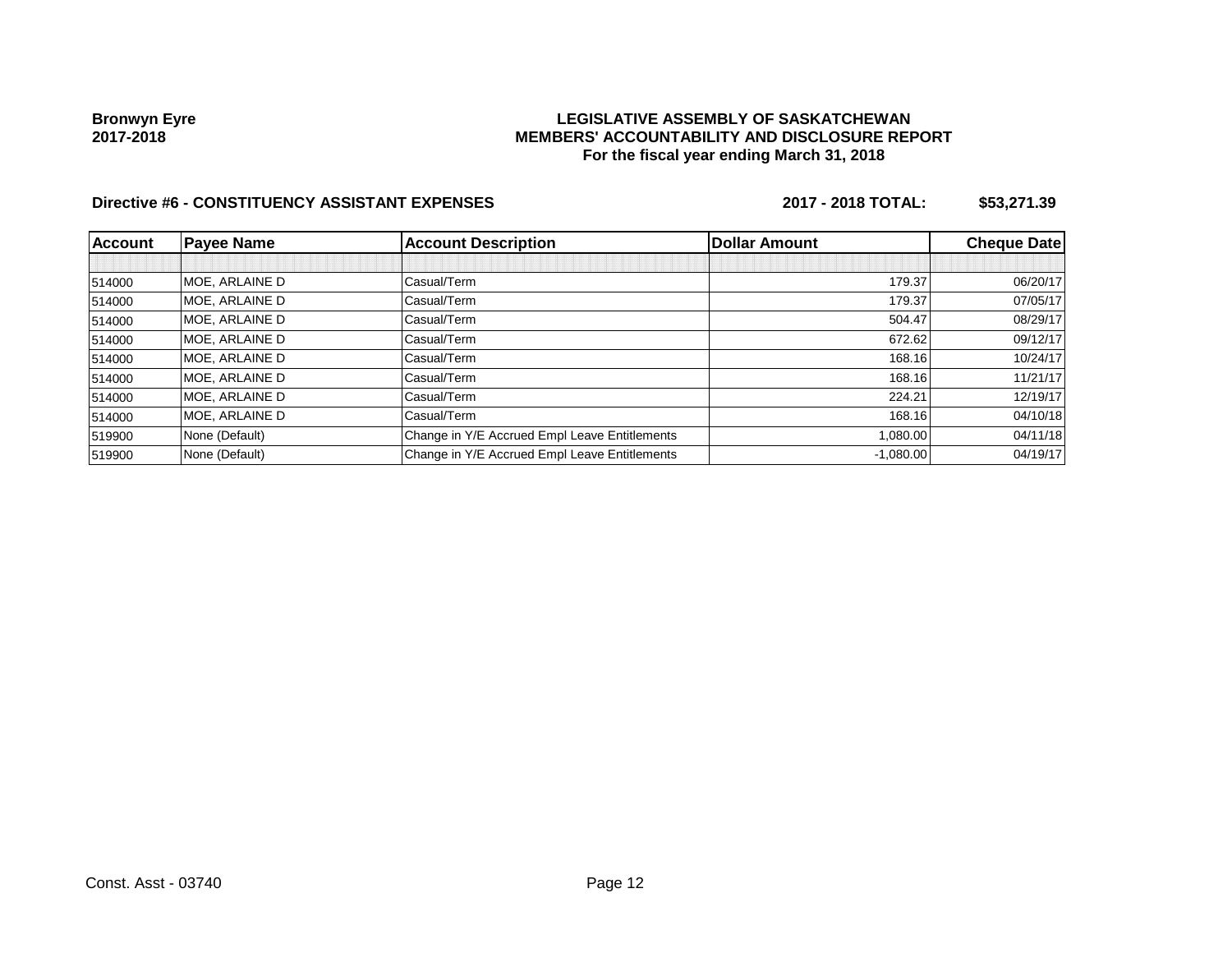**Bronwyn Eyre**
**2017-2018**

**LEGISLATIVE ASSEMBLY OF SASKATCHEWAN**
**MEMBERS' ACCOUNTABILITY AND DISCLOSURE REPORT**
**For the fiscal year ending March 31, 2018**

**Directive #6 - CONSTITUENCY ASSISTANT EXPENSES** **2017 - 2018 TOTAL: $53,271.39**

| Account | Payee Name | Account Description | Dollar Amount | Cheque Date |
|---|---|---|---|---|
| | | | | |
| 514000 | MOE, ARLAINE D | Casual/Term | 179.37 | 06/20/17 |
| 514000 | MOE, ARLAINE D | Casual/Term | 179.37 | 07/05/17 |
| 514000 | MOE, ARLAINE D | Casual/Term | 504.47 | 08/29/17 |
| 514000 | MOE, ARLAINE D | Casual/Term | 672.62 | 09/12/17 |
| 514000 | MOE, ARLAINE D | Casual/Term | 168.16 | 10/24/17 |
| 514000 | MOE, ARLAINE D | Casual/Term | 168.16 | 11/21/17 |
| 514000 | MOE, ARLAINE D | Casual/Term | 224.21 | 12/19/17 |
| 514000 | MOE, ARLAINE D | Casual/Term | 168.16 | 04/10/18 |
| 519900 | None (Default) | Change in Y/E Accrued Empl Leave Entitlements | 1,080.00 | 04/11/18 |
| 519900 | None (Default) | Change in Y/E Accrued Empl Leave Entitlements | -1,080.00 | 04/19/17 |

Const. Asst - 03740